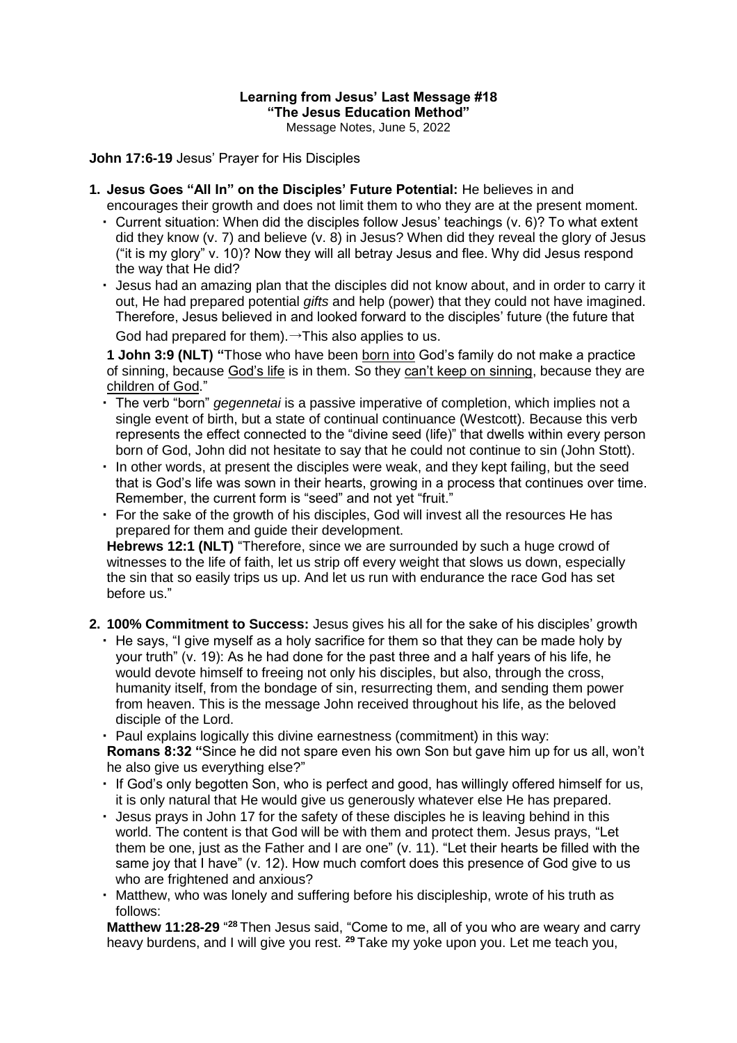**Learning from Jesus' Last Message #18**
**"The Jesus Education Method"**
Message Notes, June 5, 2022

**John 17:6-19** Jesus' Prayer for His Disciples

1. **Jesus Goes "All In" on the Disciples' Future Potential:** He believes in and encourages their growth and does not limit them to who they are at the present moment.
   - Current situation: When did the disciples follow Jesus' teachings (v. 6)? To what extent did they know (v. 7) and believe (v. 8) in Jesus? When did they reveal the glory of Jesus ("it is my glory" v. 10)? Now they will all betray Jesus and flee. Why did Jesus respond the way that He did?
   - Jesus had an amazing plan that the disciples did not know about, and in order to carry it out, He had prepared potential *gifts* and help (power) that they could not have imagined. Therefore, Jesus believed in and looked forward to the disciples' future (the future that God had prepared for them).→This also applies to us.

   **1 John 3:9 (NLT)** "Those who have been born into God's family do not make a practice of sinning, because God's life is in them. So they can't keep on sinning, because they are children of God."
   - The verb "born" *gegennetai* is a passive imperative of completion, which implies not a single event of birth, but a state of continual continuance (Westcott). Because this verb represents the effect connected to the "divine seed (life)" that dwells within every person born of God, John did not hesitate to say that he could not continue to sin (John Stott).
   - In other words, at present the disciples were weak, and they kept failing, but the seed that is God's life was sown in their hearts, growing in a process that continues over time. Remember, the current form is "seed" and not yet "fruit."
   - For the sake of the growth of his disciples, God will invest all the resources He has prepared for them and guide their development.

   **Hebrews 12:1 (NLT)** "Therefore, since we are surrounded by such a huge crowd of witnesses to the life of faith, let us strip off every weight that slows us down, especially the sin that so easily trips us up. And let us run with endurance the race God has set before us."

2. **100% Commitment to Success:** Jesus gives his all for the sake of his disciples' growth
   - He says, "I give myself as a holy sacrifice for them so that they can be made holy by your truth" (v. 19): As he had done for the past three and a half years of his life, he would devote himself to freeing not only his disciples, but also, through the cross, humanity itself, from the bondage of sin, resurrecting them, and sending them power from heaven. This is the message John received throughout his life, as the beloved disciple of the Lord.
   - Paul explains logically this divine earnestness (commitment) in this way:

   **Romans 8:32** "Since he did not spare even his own Son but gave him up for us all, won't he also give us everything else?"
   - If God's only begotten Son, who is perfect and good, has willingly offered himself for us, it is only natural that He would give us generously whatever else He has prepared.
   - Jesus prays in John 17 for the safety of these disciples he is leaving behind in this world. The content is that God will be with them and protect them. Jesus prays, "Let them be one, just as the Father and I are one" (v. 11). "Let their hearts be filled with the same joy that I have" (v. 12). How much comfort does this presence of God give to us who are frightened and anxious?
   - Matthew, who was lonely and suffering before his discipleship, wrote of his truth as follows:

   **Matthew 11:28-29** "**28** Then Jesus said, "Come to me, all of you who are weary and carry heavy burdens, and I will give you rest. **29** Take my yoke upon you. Let me teach you,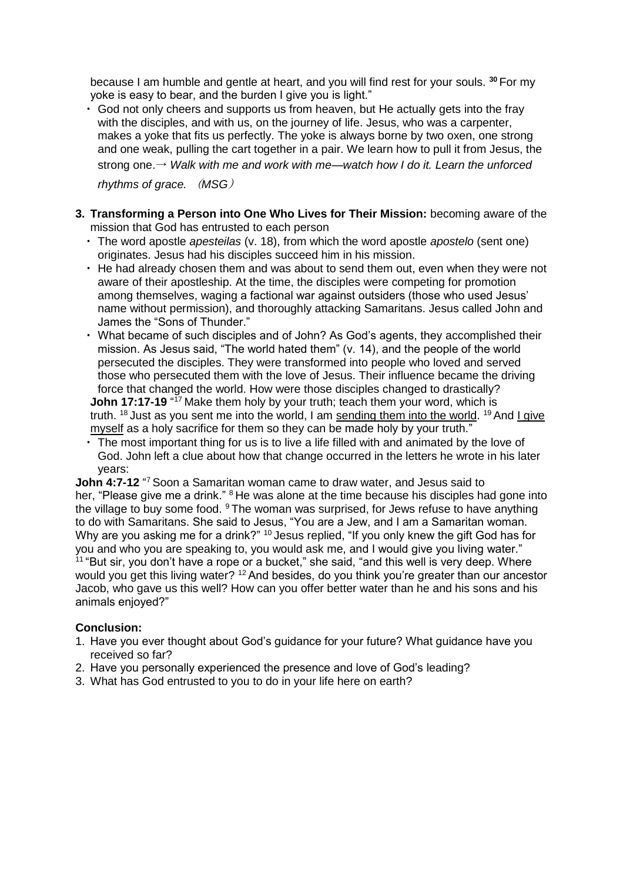because I am humble and gentle at heart, and you will find rest for your souls. [30] For my yoke is easy to bear, and the burden I give you is light."

- God not only cheers and supports us from heaven, but He actually gets into the fray with the disciples, and with us, on the journey of life. Jesus, who was a carpenter, makes a yoke that fits us perfectly. The yoke is always borne by two oxen, one strong and one weak, pulling the cart together in a pair. We learn how to pull it from Jesus, the strong one.→ *Walk with me and work with me—watch how I do it. Learn the unforced rhythms of grace.* （*MSG*）

3. **Transforming a Person into One Who Lives for Their Mission:** becoming aware of the mission that God has entrusted to each person
   - The word apostle *apesteilas* (v. 18), from which the word apostle *apostelo* (sent one) originates. Jesus had his disciples succeed him in his mission.
   - He had already chosen them and was about to send them out, even when they were not aware of their apostleship. At the time, the disciples were competing for promotion among themselves, waging a factional war against outsiders (those who used Jesus' name without permission), and thoroughly attacking Samaritans. Jesus called John and James the "Sons of Thunder."
   - What became of such disciples and of John? As God's agents, they accomplished their mission. As Jesus said, "The world hated them" (v. 14), and the people of the world persecuted the disciples. They were transformed into people who loved and served those who persecuted them with the love of Jesus. Their influence became the driving force that changed the world. How were those disciples changed to drastically?

   **John 17:17-19** "[17] Make them holy by your truth; teach them your word, which is truth. [18] Just as you sent me into the world, I am <u>sending them into the world</u>. [19] And <u>I give myself</u> as a holy sacrifice for them so they can be made holy by your truth."
   - The most important thing for us is to live a life filled with and animated by the love of God. John left a clue about how that change occurred in the letters he wrote in his later years:

**John 4:7-12** "[7] Soon a Samaritan woman came to draw water, and Jesus said to her, "Please give me a drink." [8] He was alone at the time because his disciples had gone into the village to buy some food. [9] The woman was surprised, for Jews refuse to have anything to do with Samaritans. She said to Jesus, "You are a Jew, and I am a Samaritan woman. Why are you asking me for a drink?" [10] Jesus replied, "If you only knew the gift God has for you and who you are speaking to, you would ask me, and I would give you living water." [11] "But sir, you don't have a rope or a bucket," she said, "and this well is very deep. Where would you get this living water? [12] And besides, do you think you're greater than our ancestor Jacob, who gave us this well? How can you offer better water than he and his sons and his animals enjoyed?"

**Conclusion:**

1. Have you ever thought about God's guidance for your future? What guidance have you received so far?
2. Have you personally experienced the presence and love of God's leading?
3. What has God entrusted to you to do in your life here on earth?